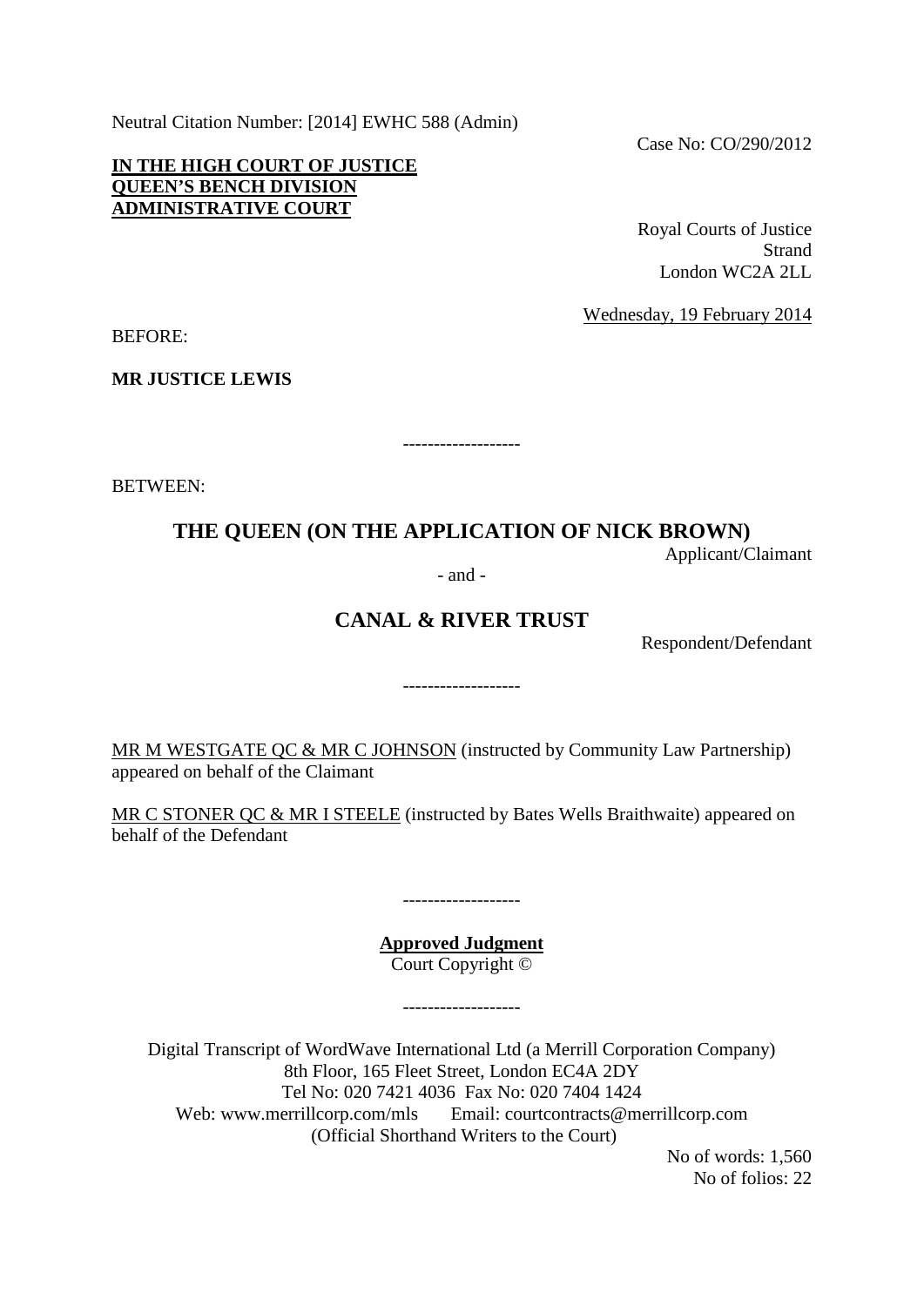Neutral Citation Number: [2014] EWHC 588 (Admin)

Case No: CO/290/2012

**IN THE HIGH COURT OF JUSTICE**
**QUEEN'S BENCH DIVISION**
**ADMINISTRATIVE COURT**

Royal Courts of Justice
Strand
London WC2A 2LL

Wednesday, 19 February 2014

BEFORE:

**MR JUSTICE LEWIS**

-------------------

BETWEEN:

## THE QUEEN (ON THE APPLICATION OF NICK BROWN)

Applicant/Claimant

- and -

## CANAL & RIVER TRUST

Respondent/Defendant

-------------------

MR M WESTGATE QC & MR C JOHNSON (instructed by Community Law Partnership) appeared on behalf of the Claimant

MR C STONER QC & MR I STEELE (instructed by Bates Wells Braithwaite) appeared on behalf of the Defendant

-------------------

**Approved Judgment**
Court Copyright ©

-------------------

Digital Transcript of WordWave International Ltd (a Merrill Corporation Company)
8th Floor, 165 Fleet Street, London EC4A 2DY
Tel No: 020 7421 4036 Fax No: 020 7404 1424
Web: www.merrillcorp.com/mls Email: courtcontracts@merrillcorp.com
(Official Shorthand Writers to the Court)

No of words: 1,560
No of folios: 22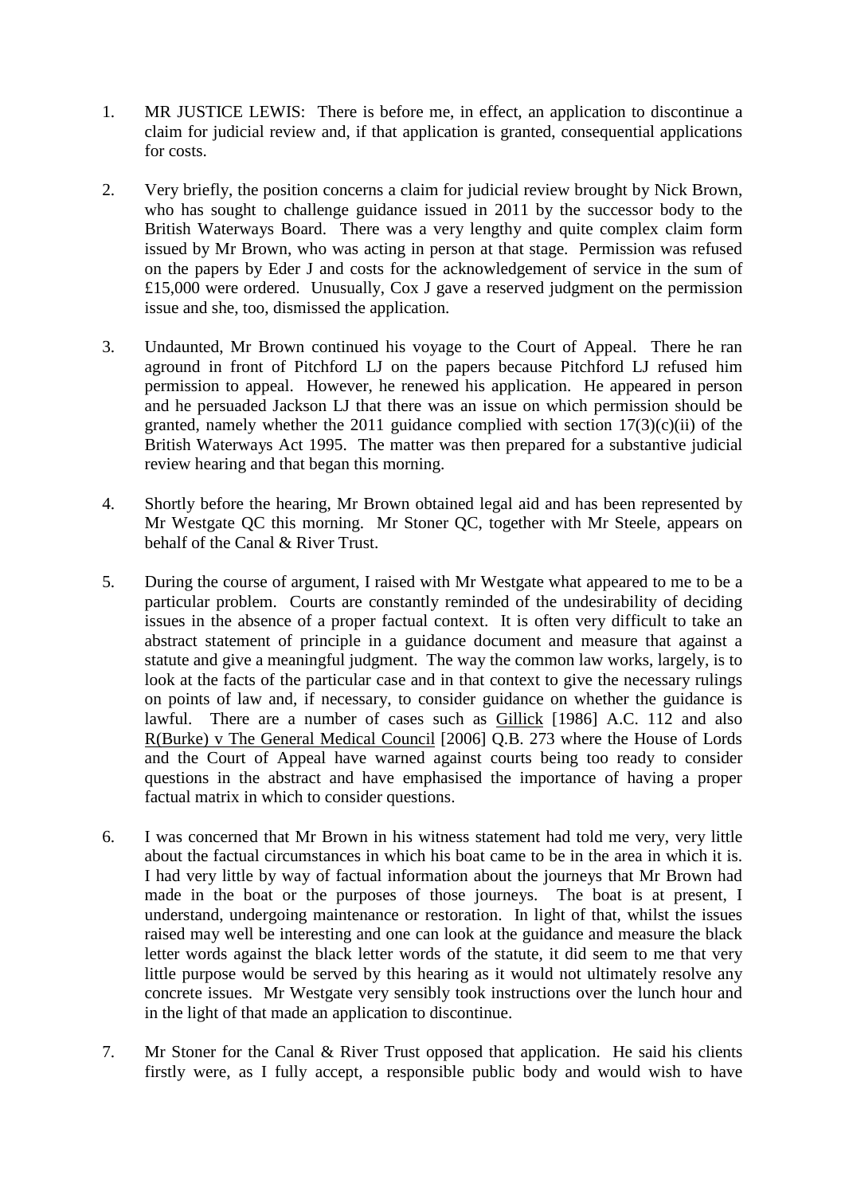1. MR JUSTICE LEWIS: There is before me, in effect, an application to discontinue a claim for judicial review and, if that application is granted, consequential applications for costs.

2. Very briefly, the position concerns a claim for judicial review brought by Nick Brown, who has sought to challenge guidance issued in 2011 by the successor body to the British Waterways Board. There was a very lengthy and quite complex claim form issued by Mr Brown, who was acting in person at that stage. Permission was refused on the papers by Eder J and costs for the acknowledgement of service in the sum of £15,000 were ordered. Unusually, Cox J gave a reserved judgment on the permission issue and she, too, dismissed the application.

3. Undaunted, Mr Brown continued his voyage to the Court of Appeal. There he ran aground in front of Pitchford LJ on the papers because Pitchford LJ refused him permission to appeal. However, he renewed his application. He appeared in person and he persuaded Jackson LJ that there was an issue on which permission should be granted, namely whether the 2011 guidance complied with section 17(3)(c)(ii) of the British Waterways Act 1995. The matter was then prepared for a substantive judicial review hearing and that began this morning.

4. Shortly before the hearing, Mr Brown obtained legal aid and has been represented by Mr Westgate QC this morning. Mr Stoner QC, together with Mr Steele, appears on behalf of the Canal & River Trust.

5. During the course of argument, I raised with Mr Westgate what appeared to me to be a particular problem. Courts are constantly reminded of the undesirability of deciding issues in the absence of a proper factual context. It is often very difficult to take an abstract statement of principle in a guidance document and measure that against a statute and give a meaningful judgment. The way the common law works, largely, is to look at the facts of the particular case and in that context to give the necessary rulings on points of law and, if necessary, to consider guidance on whether the guidance is lawful. There are a number of cases such as Gillick [1986] A.C. 112 and also R(Burke) v The General Medical Council [2006] Q.B. 273 where the House of Lords and the Court of Appeal have warned against courts being too ready to consider questions in the abstract and have emphasised the importance of having a proper factual matrix in which to consider questions.

6. I was concerned that Mr Brown in his witness statement had told me very, very little about the factual circumstances in which his boat came to be in the area in which it is. I had very little by way of factual information about the journeys that Mr Brown had made in the boat or the purposes of those journeys. The boat is at present, I understand, undergoing maintenance or restoration. In light of that, whilst the issues raised may well be interesting and one can look at the guidance and measure the black letter words against the black letter words of the statute, it did seem to me that very little purpose would be served by this hearing as it would not ultimately resolve any concrete issues. Mr Westgate very sensibly took instructions over the lunch hour and in the light of that made an application to discontinue.

7. Mr Stoner for the Canal & River Trust opposed that application. He said his clients firstly were, as I fully accept, a responsible public body and would wish to have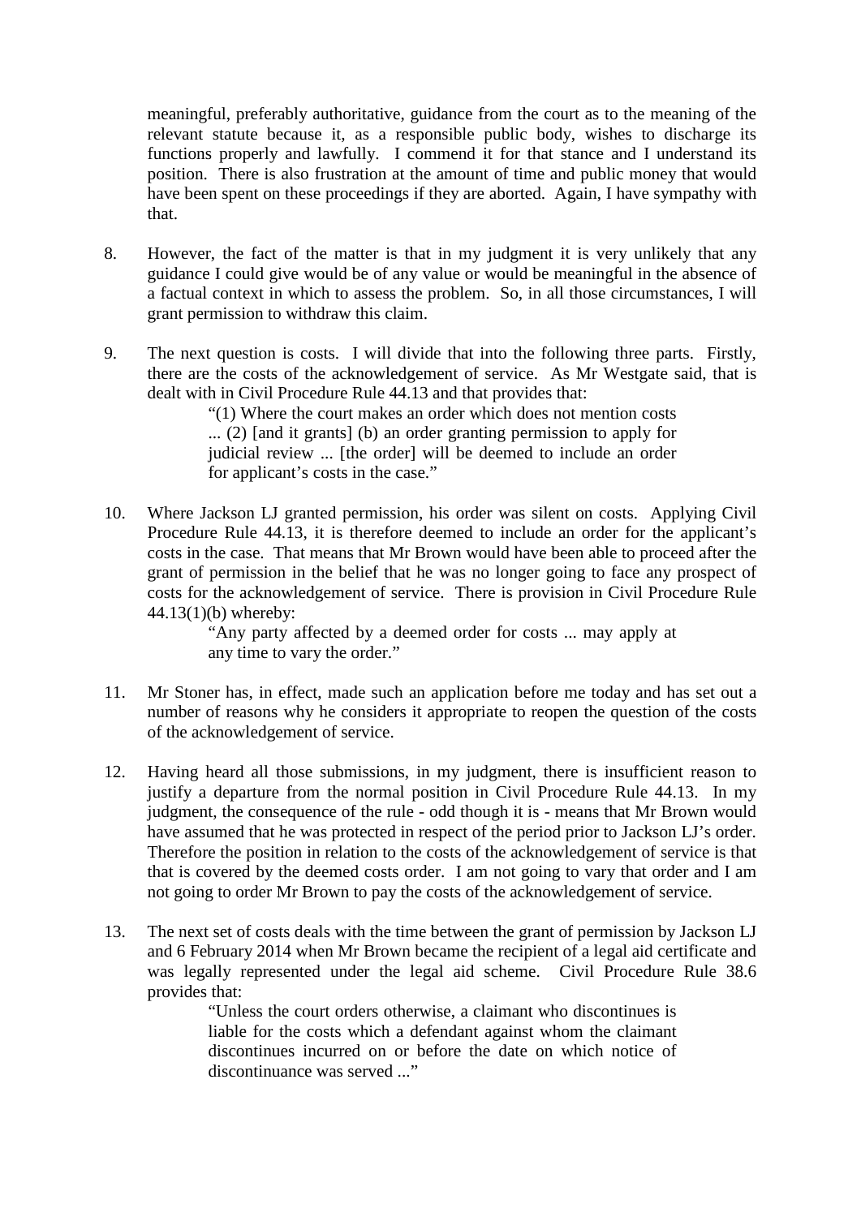meaningful, preferably authoritative, guidance from the court as to the meaning of the relevant statute because it, as a responsible public body, wishes to discharge its functions properly and lawfully. I commend it for that stance and I understand its position. There is also frustration at the amount of time and public money that would have been spent on these proceedings if they are aborted. Again, I have sympathy with that.

8. However, the fact of the matter is that in my judgment it is very unlikely that any guidance I could give would be of any value or would be meaningful in the absence of a factual context in which to assess the problem. So, in all those circumstances, I will grant permission to withdraw this claim.

9. The next question is costs. I will divide that into the following three parts. Firstly, there are the costs of the acknowledgement of service. As Mr Westgate said, that is dealt with in Civil Procedure Rule 44.13 and that provides that:

> "(1) Where the court makes an order which does not mention costs ... (2) [and it grants] (b) an order granting permission to apply for judicial review ... [the order] will be deemed to include an order for applicant's costs in the case."

10. Where Jackson LJ granted permission, his order was silent on costs. Applying Civil Procedure Rule 44.13, it is therefore deemed to include an order for the applicant's costs in the case. That means that Mr Brown would have been able to proceed after the grant of permission in the belief that he was no longer going to face any prospect of costs for the acknowledgement of service. There is provision in Civil Procedure Rule 44.13(1)(b) whereby:

> "Any party affected by a deemed order for costs ... may apply at any time to vary the order."

11. Mr Stoner has, in effect, made such an application before me today and has set out a number of reasons why he considers it appropriate to reopen the question of the costs of the acknowledgement of service.

12. Having heard all those submissions, in my judgment, there is insufficient reason to justify a departure from the normal position in Civil Procedure Rule 44.13. In my judgment, the consequence of the rule - odd though it is - means that Mr Brown would have assumed that he was protected in respect of the period prior to Jackson LJ's order. Therefore the position in relation to the costs of the acknowledgement of service is that that is covered by the deemed costs order. I am not going to vary that order and I am not going to order Mr Brown to pay the costs of the acknowledgement of service.

13. The next set of costs deals with the time between the grant of permission by Jackson LJ and 6 February 2014 when Mr Brown became the recipient of a legal aid certificate and was legally represented under the legal aid scheme. Civil Procedure Rule 38.6 provides that:

> "Unless the court orders otherwise, a claimant who discontinues is liable for the costs which a defendant against whom the claimant discontinues incurred on or before the date on which notice of discontinuance was served ..."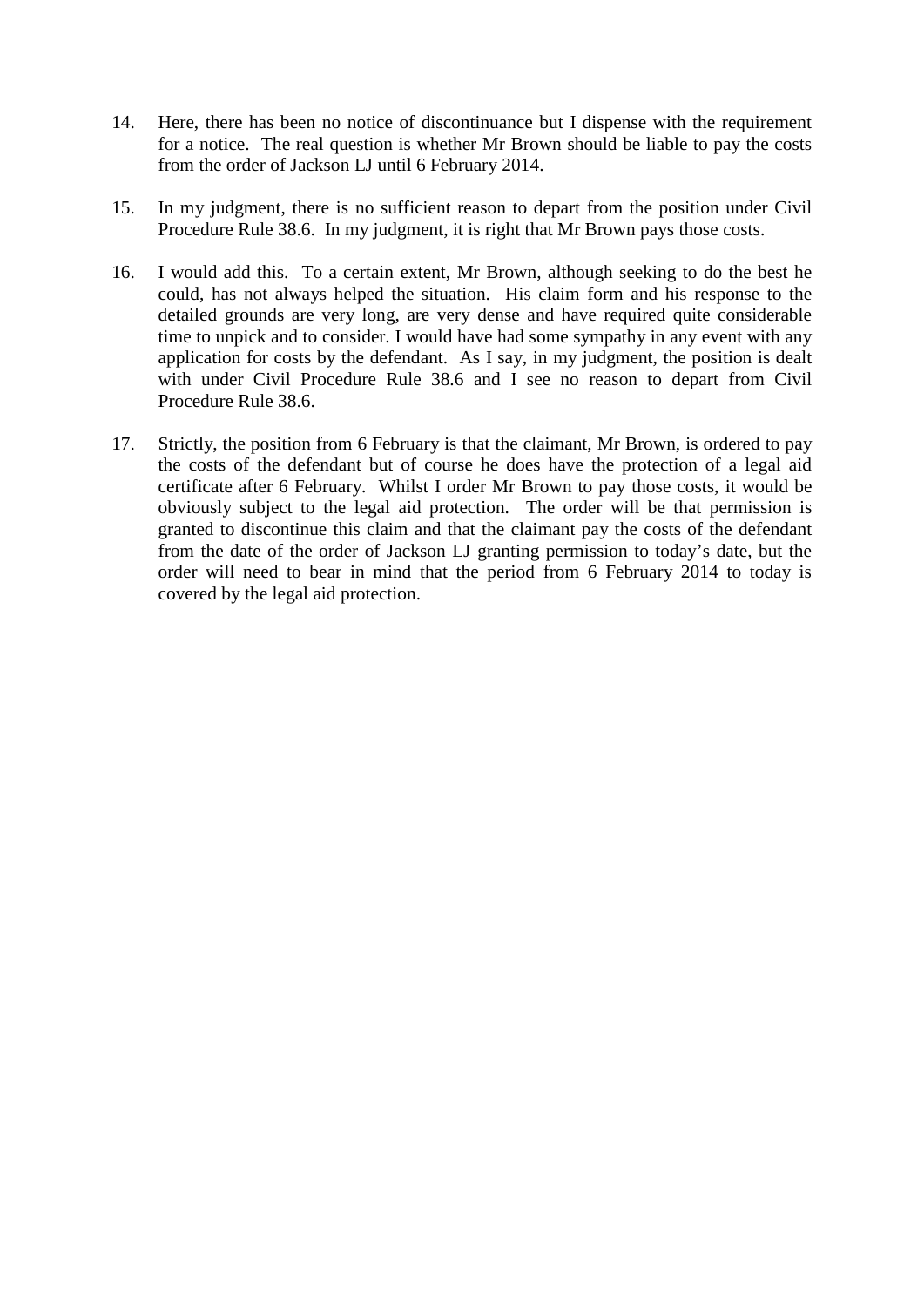14. Here, there has been no notice of discontinuance but I dispense with the requirement for a notice. The real question is whether Mr Brown should be liable to pay the costs from the order of Jackson LJ until 6 February 2014.

15. In my judgment, there is no sufficient reason to depart from the position under Civil Procedure Rule 38.6. In my judgment, it is right that Mr Brown pays those costs.

16. I would add this. To a certain extent, Mr Brown, although seeking to do the best he could, has not always helped the situation. His claim form and his response to the detailed grounds are very long, are very dense and have required quite considerable time to unpick and to consider. I would have had some sympathy in any event with any application for costs by the defendant. As I say, in my judgment, the position is dealt with under Civil Procedure Rule 38.6 and I see no reason to depart from Civil Procedure Rule 38.6.

17. Strictly, the position from 6 February is that the claimant, Mr Brown, is ordered to pay the costs of the defendant but of course he does have the protection of a legal aid certificate after 6 February. Whilst I order Mr Brown to pay those costs, it would be obviously subject to the legal aid protection. The order will be that permission is granted to discontinue this claim and that the claimant pay the costs of the defendant from the date of the order of Jackson LJ granting permission to today's date, but the order will need to bear in mind that the period from 6 February 2014 to today is covered by the legal aid protection.